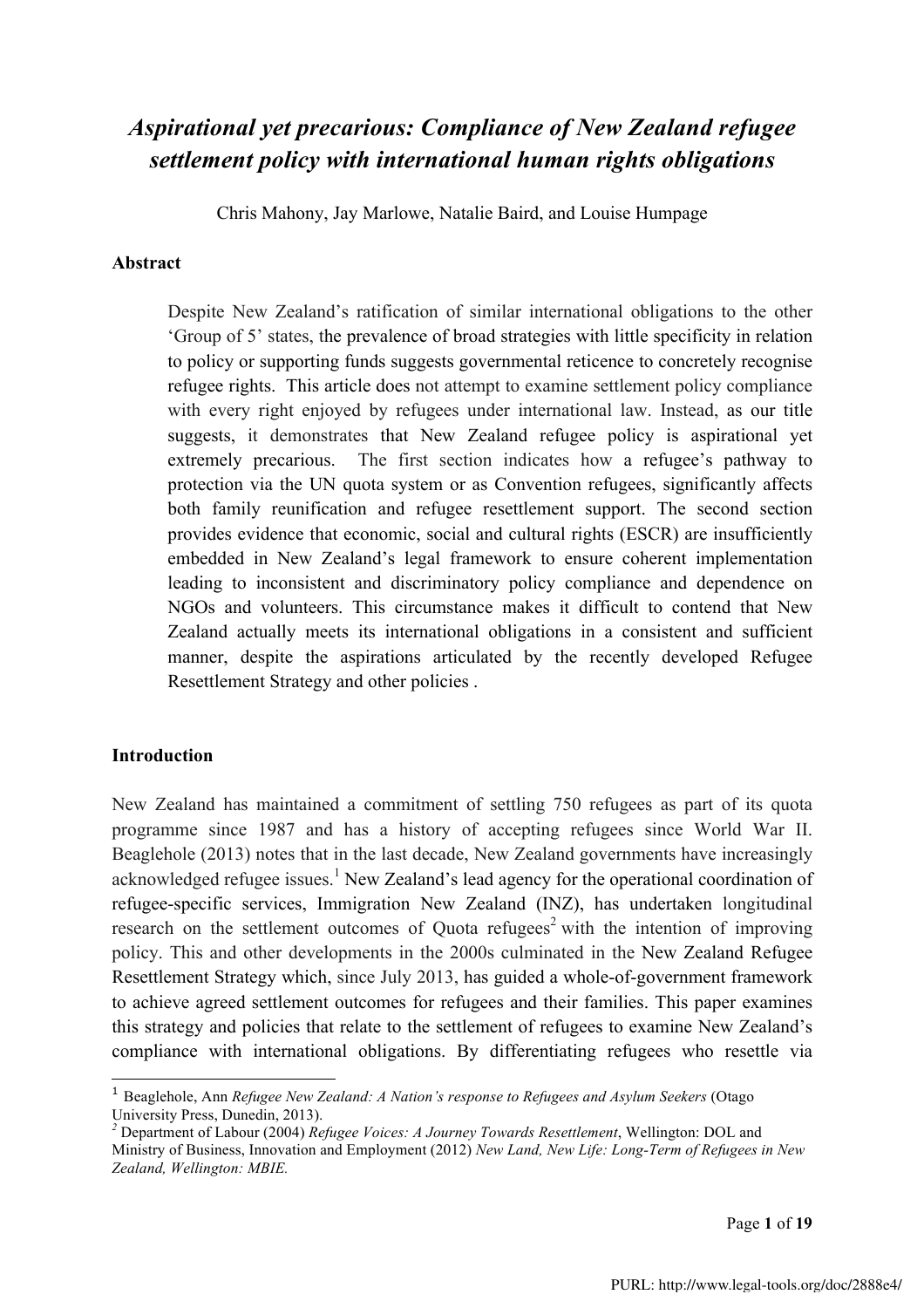# *Aspirational yet precarious: Compliance of New Zealand refugee settlement policy with international human rights obligations*

Chris Mahony, Jay Marlowe, Natalie Baird, and Louise Humpage

## Abstract

Despite New Zealand's ratification of similar international obligations to the other 'Group of 5' states, the prevalence of broad strategies with little specificity in relation to policy or supporting funds suggests governmental reticence to concretely recognise refugee rights. This article does not attempt to examine settlement policy compliance with every right enjoyed by refugees under international law. Instead, as our title suggests, it demonstrates that New Zealand refugee policy is aspirational yet extremely precarious. The first section indicates how a refugee's pathway to protection via the UN quota system or as Convention refugees, significantly affects both family reunification and refugee resettlement support. The second section provides evidence that economic, social and cultural rights (ESCR) are insufficiently embedded in New Zealand's legal framework to ensure coherent implementation leading to inconsistent and discriminatory policy compliance and dependence on NGOs and volunteers. This circumstance makes it difficult to contend that New Zealand actually meets its international obligations in a consistent and sufficient manner, despite the aspirations articulated by the recently developed Refugee Resettlement Strategy and other policies .

## Introduction

New Zealand has maintained a commitment of settling 750 refugees as part of its quota programme since 1987 and has a history of accepting refugees since World War II. Beaglehole (2013) notes that in the last decade, New Zealand governments have increasingly acknowledged refugee issues.[1] New Zealand's lead agency for the operational coordination of refugee-specific services, Immigration New Zealand (INZ), has undertaken longitudinal research on the settlement outcomes of Quota refugees[2] with the intention of improving policy. This and other developments in the 2000s culminated in the New Zealand Refugee Resettlement Strategy which, since July 2013, has guided a whole-of-government framework to achieve agreed settlement outcomes for refugees and their families. This paper examines this strategy and policies that relate to the settlement of refugees to examine New Zealand's compliance with international obligations. By differentiating refugees who resettle via

---

[1] Beaglehole, Ann *Refugee New Zealand: A Nation's response to Refugees and Asylum Seekers* (Otago University Press, Dunedin, 2013).

[2] Department of Labour (2004) *Refugee Voices: A Journey Towards Resettlement*, Wellington: DOL and Ministry of Business, Innovation and Employment (2012) *New Land, New Life: Long-Term of Refugees in New Zealand, Wellington: MBIE.*

PURL: http://www.legal-tools.org/doc/2888e4/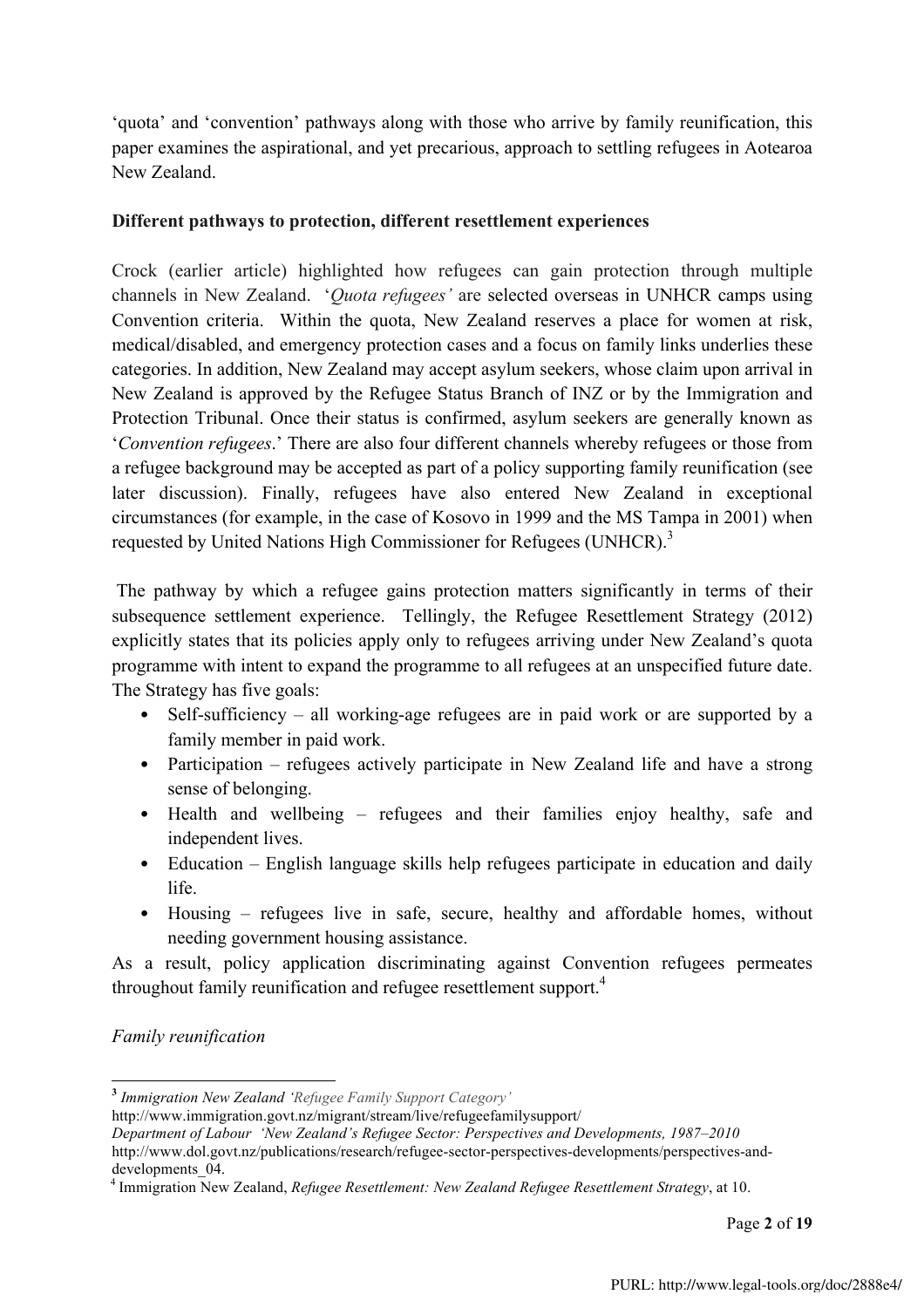'quota' and 'convention' pathways along with those who arrive by family reunification, this paper examines the aspirational, and yet precarious, approach to settling refugees in Aotearoa New Zealand.

**Different pathways to protection, different resettlement experiences**

Crock (earlier article) highlighted how refugees can gain protection through multiple channels in New Zealand. '*Quota refugees'* are selected overseas in UNHCR camps using Convention criteria. Within the quota, New Zealand reserves a place for women at risk, medical/disabled, and emergency protection cases and a focus on family links underlies these categories. In addition, New Zealand may accept asylum seekers, whose claim upon arrival in New Zealand is approved by the Refugee Status Branch of INZ or by the Immigration and Protection Tribunal. Once their status is confirmed, asylum seekers are generally known as '*Convention refugees*.' There are also four different channels whereby refugees or those from a refugee background may be accepted as part of a policy supporting family reunification (see later discussion). Finally, refugees have also entered New Zealand in exceptional circumstances (for example, in the case of Kosovo in 1999 and the MS Tampa in 2001) when requested by United Nations High Commissioner for Refugees (UNHCR).[3]

The pathway by which a refugee gains protection matters significantly in terms of their subsequence settlement experience. Tellingly, the Refugee Resettlement Strategy (2012) explicitly states that its policies apply only to refugees arriving under New Zealand's quota programme with intent to expand the programme to all refugees at an unspecified future date. The Strategy has five goals:

- Self-sufficiency – all working-age refugees are in paid work or are supported by a family member in paid work.
- Participation – refugees actively participate in New Zealand life and have a strong sense of belonging.
- Health and wellbeing – refugees and their families enjoy healthy, safe and independent lives.
- Education – English language skills help refugees participate in education and daily life.
- Housing – refugees live in safe, secure, healthy and affordable homes, without needing government housing assistance.

As a result, policy application discriminating against Convention refugees permeates throughout family reunification and refugee resettlement support.[4]

*Family reunification*

---

[3] *Immigration New Zealand 'Refugee Family Support Category'*
http://www.immigration.govt.nz/migrant/stream/live/refugeefamilysupport/
*Department of Labour 'New Zealand's Refugee Sector: Perspectives and Developments, 1987–2010*
http://www.dol.govt.nz/publications/research/refugee-sector-perspectives-developments/perspectives-and-developments_04.

[4] Immigration New Zealand, *Refugee Resettlement: New Zealand Refugee Resettlement Strategy*, at 10.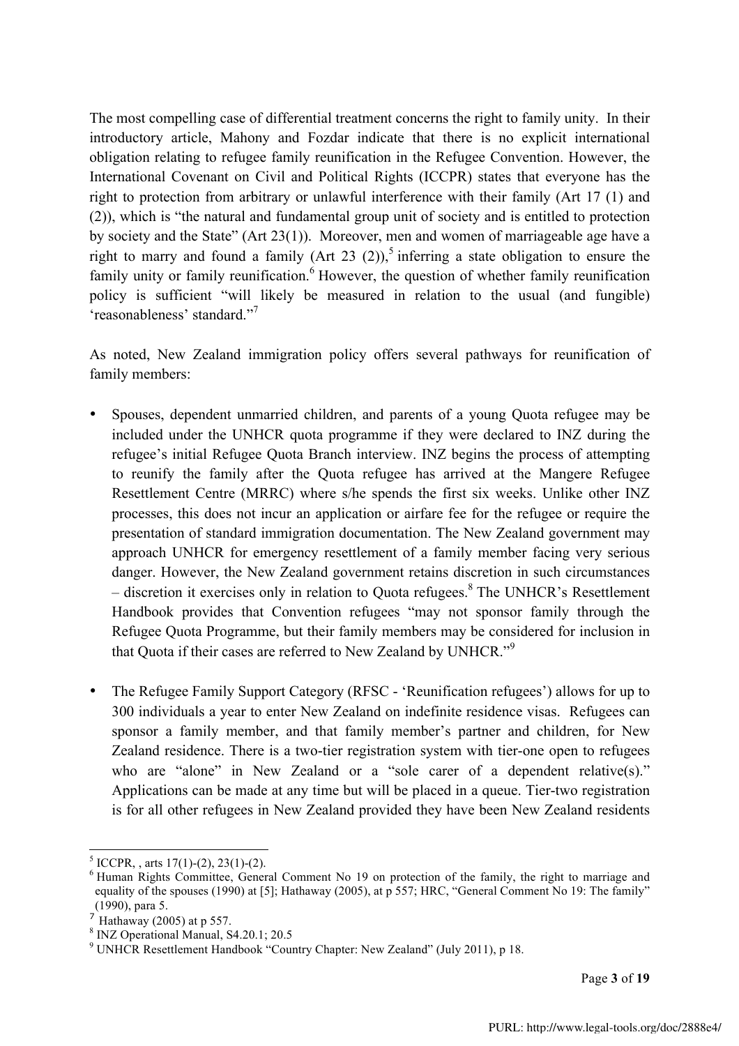The most compelling case of differential treatment concerns the right to family unity. In their introductory article, Mahony and Fozdar indicate that there is no explicit international obligation relating to refugee family reunification in the Refugee Convention. However, the International Covenant on Civil and Political Rights (ICCPR) states that everyone has the right to protection from arbitrary or unlawful interference with their family (Art 17 (1) and (2)), which is "the natural and fundamental group unit of society and is entitled to protection by society and the State" (Art 23(1)). Moreover, men and women of marriageable age have a right to marry and found a family (Art 23 (2)),[5] inferring a state obligation to ensure the family unity or family reunification.[6] However, the question of whether family reunification policy is sufficient "will likely be measured in relation to the usual (and fungible) 'reasonableness' standard."[7]

As noted, New Zealand immigration policy offers several pathways for reunification of family members:

- Spouses, dependent unmarried children, and parents of a young Quota refugee may be included under the UNHCR quota programme if they were declared to INZ during the refugee's initial Refugee Quota Branch interview. INZ begins the process of attempting to reunify the family after the Quota refugee has arrived at the Mangere Refugee Resettlement Centre (MRRC) where s/he spends the first six weeks. Unlike other INZ processes, this does not incur an application or airfare fee for the refugee or require the presentation of standard immigration documentation. The New Zealand government may approach UNHCR for emergency resettlement of a family member facing very serious danger. However, the New Zealand government retains discretion in such circumstances – discretion it exercises only in relation to Quota refugees.[8] The UNHCR's Resettlement Handbook provides that Convention refugees "may not sponsor family through the Refugee Quota Programme, but their family members may be considered for inclusion in that Quota if their cases are referred to New Zealand by UNHCR."[9]

- The Refugee Family Support Category (RFSC - 'Reunification refugees') allows for up to 300 individuals a year to enter New Zealand on indefinite residence visas. Refugees can sponsor a family member, and that family member's partner and children, for New Zealand residence. There is a two-tier registration system with tier-one open to refugees who are "alone" in New Zealand or a "sole carer of a dependent relative(s)." Applications can be made at any time but will be placed in a queue. Tier-two registration is for all other refugees in New Zealand provided they have been New Zealand residents

---

[5] ICCPR, , arts 17(1)-(2), 23(1)-(2).

[6] Human Rights Committee, General Comment No 19 on protection of the family, the right to marriage and equality of the spouses (1990) at [5]; Hathaway (2005), at p 557; HRC, "General Comment No 19: The family" (1990), para 5.

[7] Hathaway (2005) at p 557.

[8] INZ Operational Manual, S4.20.1; 20.5

[9] UNHCR Resettlement Handbook "Country Chapter: New Zealand" (July 2011), p 18.

PURL: http://www.legal-tools.org/doc/2888e4/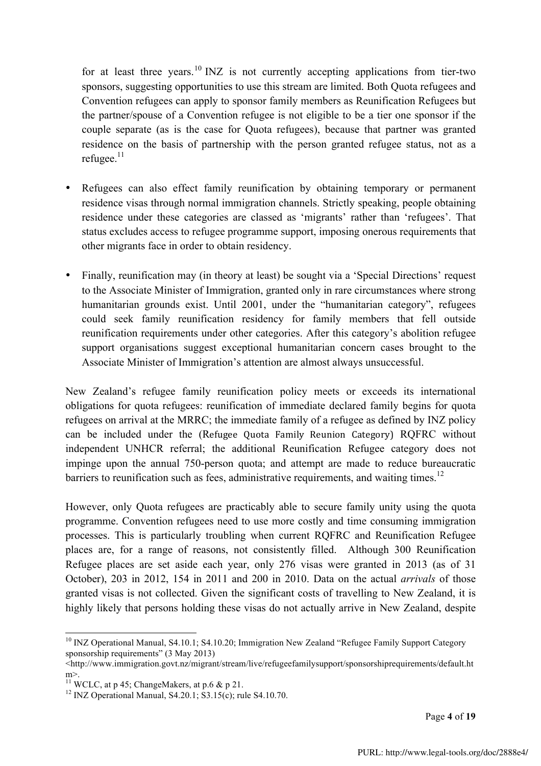for at least three years.[10] INZ is not currently accepting applications from tier-two sponsors, suggesting opportunities to use this stream are limited. Both Quota refugees and Convention refugees can apply to sponsor family members as Reunification Refugees but the partner/spouse of a Convention refugee is not eligible to be a tier one sponsor if the couple separate (as is the case for Quota refugees), because that partner was granted residence on the basis of partnership with the person granted refugee status, not as a refugee.[11]

- Refugees can also effect family reunification by obtaining temporary or permanent residence visas through normal immigration channels. Strictly speaking, people obtaining residence under these categories are classed as 'migrants' rather than 'refugees'. That status excludes access to refugee programme support, imposing onerous requirements that other migrants face in order to obtain residency.

- Finally, reunification may (in theory at least) be sought via a 'Special Directions' request to the Associate Minister of Immigration, granted only in rare circumstances where strong humanitarian grounds exist. Until 2001, under the "humanitarian category", refugees could seek family reunification residency for family members that fell outside reunification requirements under other categories. After this category's abolition refugee support organisations suggest exceptional humanitarian concern cases brought to the Associate Minister of Immigration's attention are almost always unsuccessful.

New Zealand's refugee family reunification policy meets or exceeds its international obligations for quota refugees: reunification of immediate declared family begins for quota refugees on arrival at the MRRC; the immediate family of a refugee as defined by INZ policy can be included under the (Refugee Quota Family Reunion Category) RQFRC without independent UNHCR referral; the additional Reunification Refugee category does not impinge upon the annual 750-person quota; and attempt are made to reduce bureaucratic barriers to reunification such as fees, administrative requirements, and waiting times.[12]

However, only Quota refugees are practicably able to secure family unity using the quota programme. Convention refugees need to use more costly and time consuming immigration processes. This is particularly troubling when current RQFRC and Reunification Refugee places are, for a range of reasons, not consistently filled. Although 300 Reunification Refugee places are set aside each year, only 276 visas were granted in 2013 (as of 31 October), 203 in 2012, 154 in 2011 and 200 in 2010. Data on the actual *arrivals* of those granted visas is not collected. Given the significant costs of travelling to New Zealand, it is highly likely that persons holding these visas do not actually arrive in New Zealand, despite

---

[10] INZ Operational Manual, S4.10.1; S4.10.20; Immigration New Zealand "Refugee Family Support Category sponsorship requirements" (3 May 2013) <http://www.immigration.govt.nz/migrant/stream/live/refugeefamilysupport/sponsorshiprequirements/default.htm>.

[11] WCLC, at p 45; ChangeMakers, at p.6 & p 21.

[12] INZ Operational Manual, S4.20.1; S3.15(c); rule S4.10.70.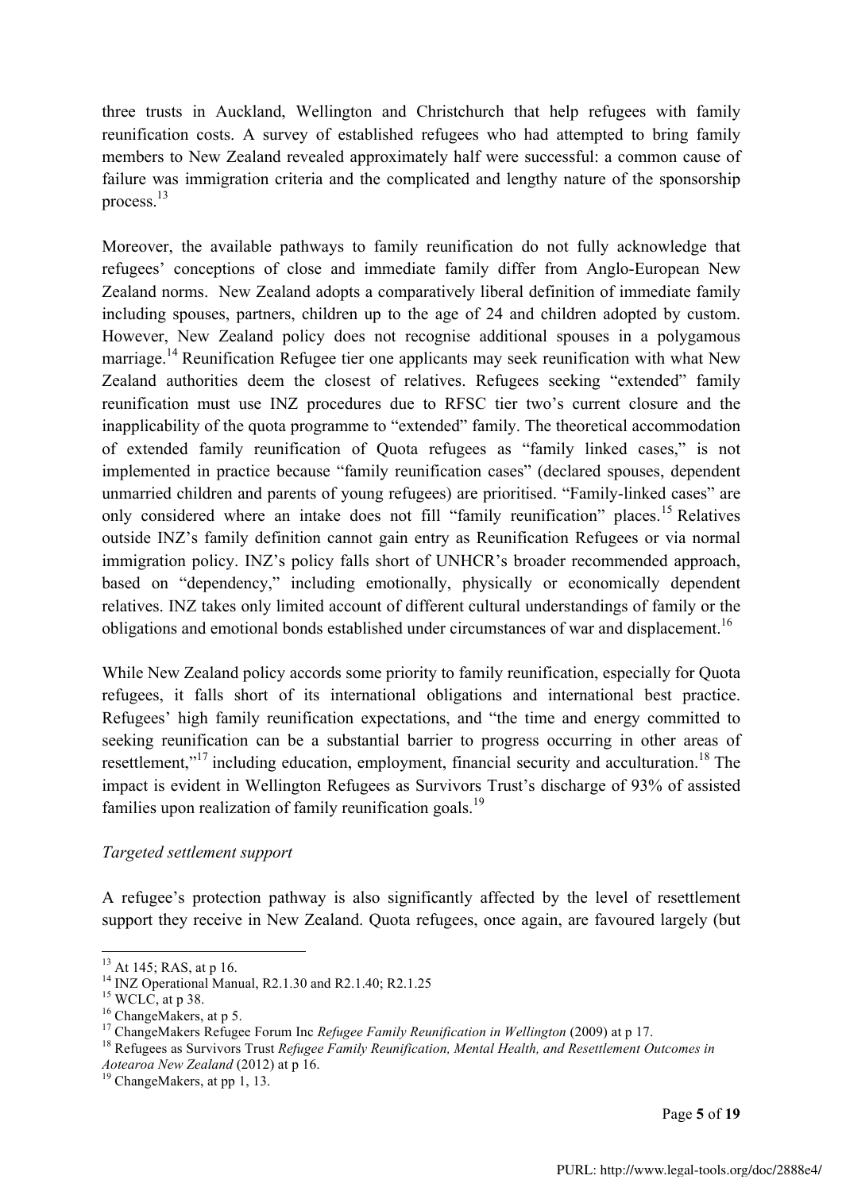three trusts in Auckland, Wellington and Christchurch that help refugees with family reunification costs. A survey of established refugees who had attempted to bring family members to New Zealand revealed approximately half were successful: a common cause of failure was immigration criteria and the complicated and lengthy nature of the sponsorship process.[13]

Moreover, the available pathways to family reunification do not fully acknowledge that refugees' conceptions of close and immediate family differ from Anglo-European New Zealand norms. New Zealand adopts a comparatively liberal definition of immediate family including spouses, partners, children up to the age of 24 and children adopted by custom. However, New Zealand policy does not recognise additional spouses in a polygamous marriage.[14] Reunification Refugee tier one applicants may seek reunification with what New Zealand authorities deem the closest of relatives. Refugees seeking "extended" family reunification must use INZ procedures due to RFSC tier two's current closure and the inapplicability of the quota programme to "extended" family. The theoretical accommodation of extended family reunification of Quota refugees as "family linked cases," is not implemented in practice because "family reunification cases" (declared spouses, dependent unmarried children and parents of young refugees) are prioritised. "Family-linked cases" are only considered where an intake does not fill "family reunification" places.[15] Relatives outside INZ's family definition cannot gain entry as Reunification Refugees or via normal immigration policy. INZ's policy falls short of UNHCR's broader recommended approach, based on "dependency," including emotionally, physically or economically dependent relatives. INZ takes only limited account of different cultural understandings of family or the obligations and emotional bonds established under circumstances of war and displacement.[16]

While New Zealand policy accords some priority to family reunification, especially for Quota refugees, it falls short of its international obligations and international best practice. Refugees' high family reunification expectations, and "the time and energy committed to seeking reunification can be a substantial barrier to progress occurring in other areas of resettlement,"[17] including education, employment, financial security and acculturation.[18] The impact is evident in Wellington Refugees as Survivors Trust's discharge of 93% of assisted families upon realization of family reunification goals.[19]

*Targeted settlement support*

A refugee's protection pathway is also significantly affected by the level of resettlement support they receive in New Zealand. Quota refugees, once again, are favoured largely (but

---

[13] At 145; RAS, at p 16.

[14] INZ Operational Manual, R2.1.30 and R2.1.40; R2.1.25

[15] WCLC, at p 38.

[16] ChangeMakers, at p 5.

[17] ChangeMakers Refugee Forum Inc *Refugee Family Reunification in Wellington* (2009) at p 17.

[18] Refugees as Survivors Trust *Refugee Family Reunification, Mental Health, and Resettlement Outcomes in Aotearoa New Zealand* (2012) at p 16.

[19] ChangeMakers, at pp 1, 13.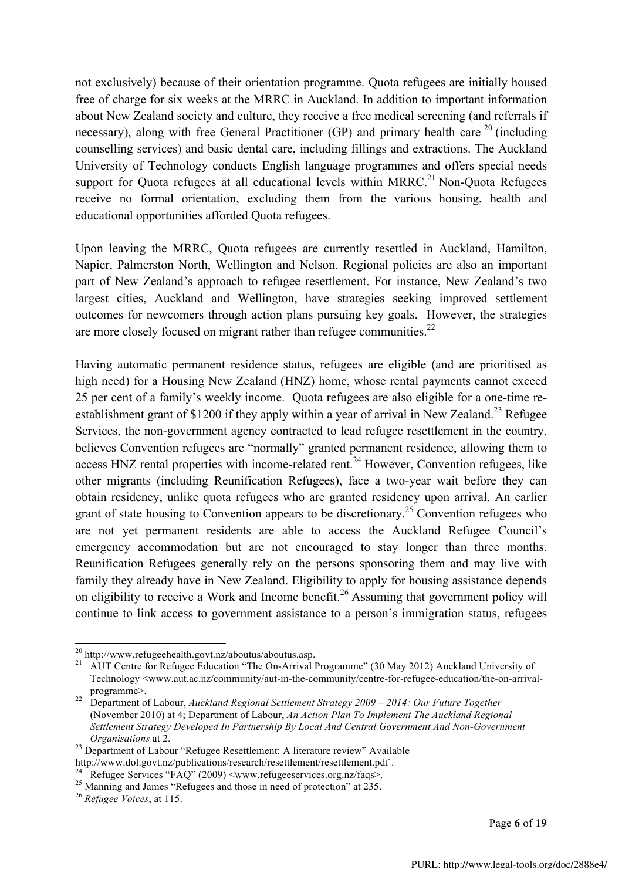not exclusively) because of their orientation programme. Quota refugees are initially housed free of charge for six weeks at the MRRC in Auckland. In addition to important information about New Zealand society and culture, they receive a free medical screening (and referrals if necessary), along with free General Practitioner (GP) and primary health care [20] (including counselling services) and basic dental care, including fillings and extractions. The Auckland University of Technology conducts English language programmes and offers special needs support for Quota refugees at all educational levels within MRRC.[21] Non-Quota Refugees receive no formal orientation, excluding them from the various housing, health and educational opportunities afforded Quota refugees.

Upon leaving the MRRC, Quota refugees are currently resettled in Auckland, Hamilton, Napier, Palmerston North, Wellington and Nelson. Regional policies are also an important part of New Zealand's approach to refugee resettlement. For instance, New Zealand's two largest cities, Auckland and Wellington, have strategies seeking improved settlement outcomes for newcomers through action plans pursuing key goals. However, the strategies are more closely focused on migrant rather than refugee communities.[22]

Having automatic permanent residence status, refugees are eligible (and are prioritised as high need) for a Housing New Zealand (HNZ) home, whose rental payments cannot exceed 25 per cent of a family's weekly income. Quota refugees are also eligible for a one-time re-establishment grant of $1200 if they apply within a year of arrival in New Zealand.[23] Refugee Services, the non-government agency contracted to lead refugee resettlement in the country, believes Convention refugees are "normally" granted permanent residence, allowing them to access HNZ rental properties with income-related rent.[24] However, Convention refugees, like other migrants (including Reunification Refugees), face a two-year wait before they can obtain residency, unlike quota refugees who are granted residency upon arrival. An earlier grant of state housing to Convention appears to be discretionary.[25] Convention refugees who are not yet permanent residents are able to access the Auckland Refugee Council's emergency accommodation but are not encouraged to stay longer than three months. Reunification Refugees generally rely on the persons sponsoring them and may live with family they already have in New Zealand. Eligibility to apply for housing assistance depends on eligibility to receive a Work and Income benefit.[26] Assuming that government policy will continue to link access to government assistance to a person's immigration status, refugees

---

[20] http://www.refugeehealth.govt.nz/aboutus/aboutus.asp.

[21] AUT Centre for Refugee Education "The On-Arrival Programme" (30 May 2012) Auckland University of Technology <www.aut.ac.nz/community/aut-in-the-community/centre-for-refugee-education/the-on-arrival-programme>.

[22] Department of Labour, *Auckland Regional Settlement Strategy 2009 – 2014: Our Future Together* (November 2010) at 4; Department of Labour, *An Action Plan To Implement The Auckland Regional Settlement Strategy Developed In Partnership By Local And Central Government And Non-Government Organisations* at 2.

[23] Department of Labour "Refugee Resettlement: A literature review" Available http://www.dol.govt.nz/publications/research/resettlement/resettlement.pdf .

[24] Refugee Services "FAQ" (2009) <www.refugeeservices.org.nz/faqs>.

[25] Manning and James "Refugees and those in need of protection" at 235.

[26] *Refugee Voices*, at 115.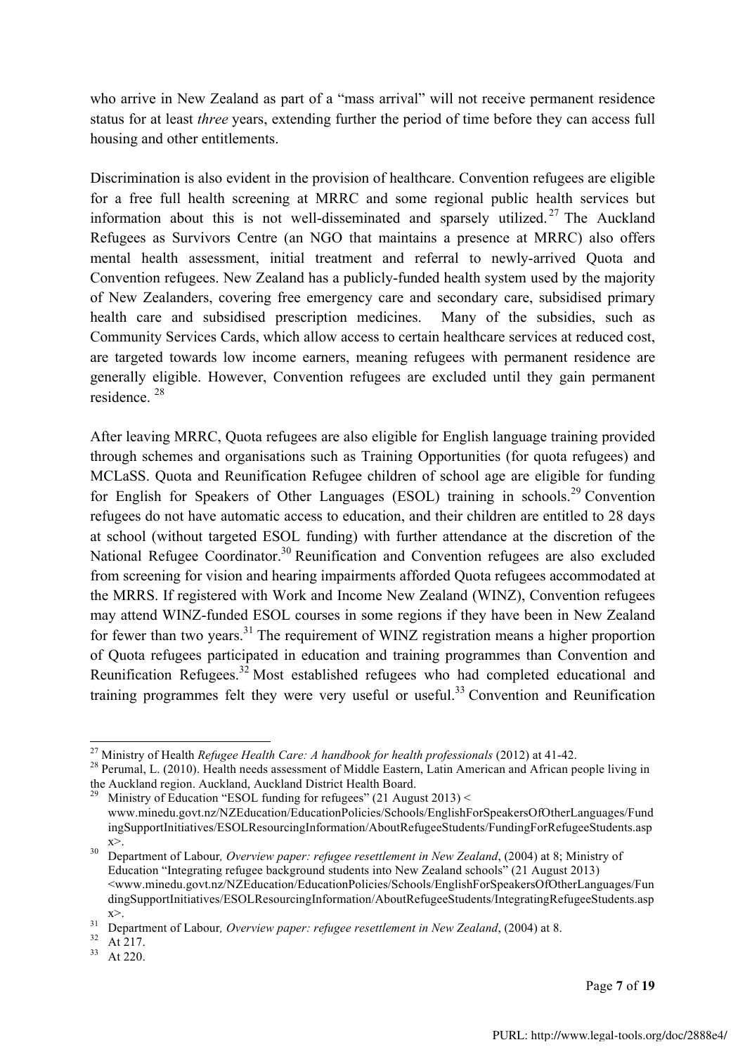who arrive in New Zealand as part of a "mass arrival" will not receive permanent residence status for at least *three* years, extending further the period of time before they can access full housing and other entitlements.

Discrimination is also evident in the provision of healthcare. Convention refugees are eligible for a free full health screening at MRRC and some regional public health services but information about this is not well-disseminated and sparsely utilized.[27] The Auckland Refugees as Survivors Centre (an NGO that maintains a presence at MRRC) also offers mental health assessment, initial treatment and referral to newly-arrived Quota and Convention refugees. New Zealand has a publicly-funded health system used by the majority of New Zealanders, covering free emergency care and secondary care, subsidised primary health care and subsidised prescription medicines. Many of the subsidies, such as Community Services Cards, which allow access to certain healthcare services at reduced cost, are targeted towards low income earners, meaning refugees with permanent residence are generally eligible. However, Convention refugees are excluded until they gain permanent residence.[28]

After leaving MRRC, Quota refugees are also eligible for English language training provided through schemes and organisations such as Training Opportunities (for quota refugees) and MCLaSS. Quota and Reunification Refugee children of school age are eligible for funding for English for Speakers of Other Languages (ESOL) training in schools.[29] Convention refugees do not have automatic access to education, and their children are entitled to 28 days at school (without targeted ESOL funding) with further attendance at the discretion of the National Refugee Coordinator.[30] Reunification and Convention refugees are also excluded from screening for vision and hearing impairments afforded Quota refugees accommodated at the MRRS. If registered with Work and Income New Zealand (WINZ), Convention refugees may attend WINZ-funded ESOL courses in some regions if they have been in New Zealand for fewer than two years.[31] The requirement of WINZ registration means a higher proportion of Quota refugees participated in education and training programmes than Convention and Reunification Refugees.[32] Most established refugees who had completed educational and training programmes felt they were very useful or useful.[33] Convention and Reunification

---

[27] Ministry of Health *Refugee Health Care: A handbook for health professionals* (2012) at 41-42.

[28] Perumal, L. (2010). Health needs assessment of Middle Eastern, Latin American and African people living in the Auckland region. Auckland, Auckland District Health Board.

[29] Ministry of Education "ESOL funding for refugees" (21 August 2013) < www.minedu.govt.nz/NZEducation/EducationPolicies/Schools/EnglishForSpeakersOfOtherLanguages/FundingSupportInitiatives/ESOLResourcingInformation/AboutRefugeeStudents/FundingForRefugeeStudents.aspx>.

[30] Department of Labour*, Overview paper: refugee resettlement in New Zealand*, (2004) at 8; Ministry of Education "Integrating refugee background students into New Zealand schools" (21 August 2013) <www.minedu.govt.nz/NZEducation/EducationPolicies/Schools/EnglishForSpeakersOfOtherLanguages/FundingSupportInitiatives/ESOLResourcingInformation/AboutRefugeeStudents/IntegratingRefugeeStudents.aspx>.

[31] Department of Labour*, Overview paper: refugee resettlement in New Zealand*, (2004) at 8.

[32] At 217.

[33] At 220.

PURL: http://www.legal-tools.org/doc/2888e4/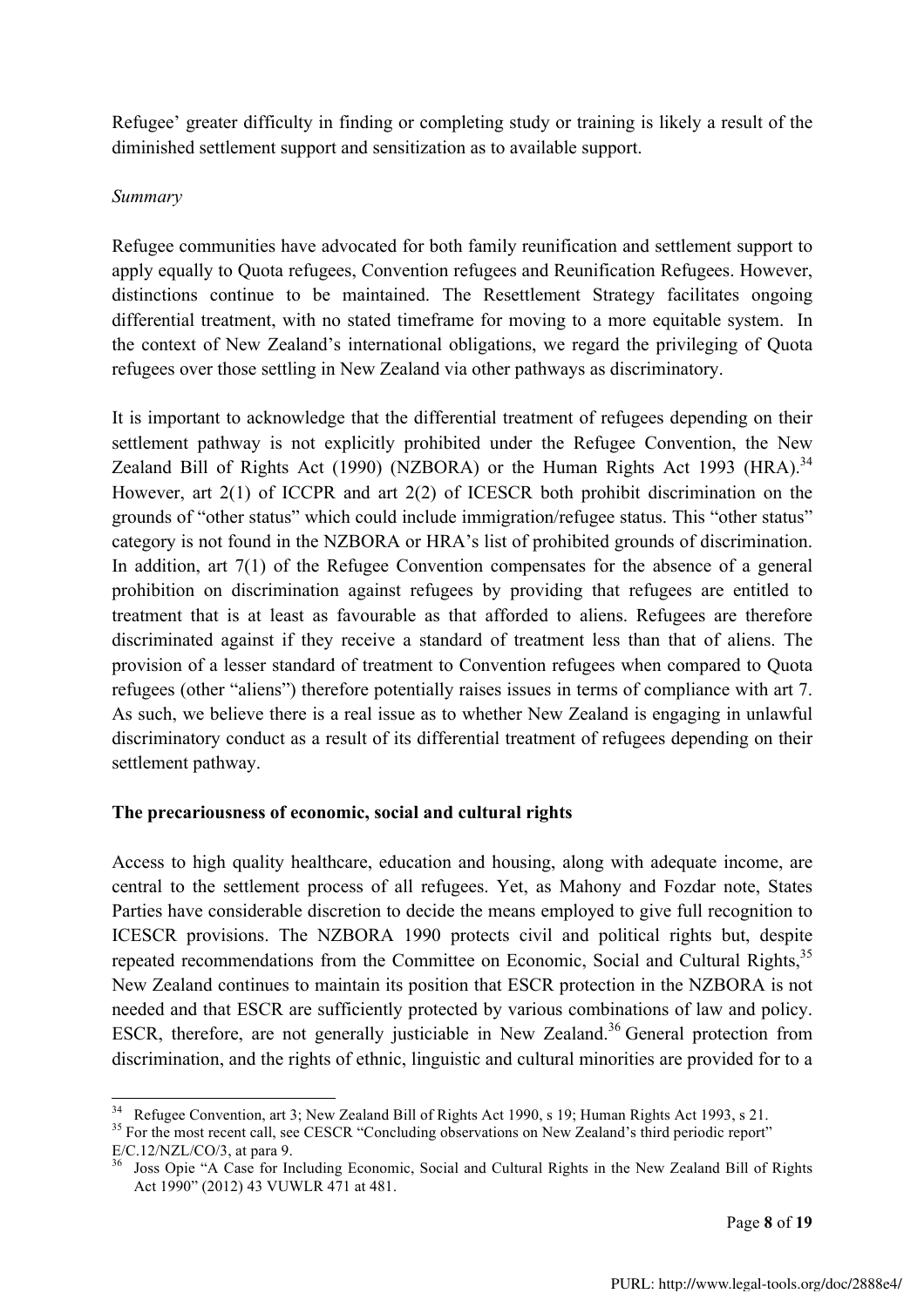Refugee' greater difficulty in finding or completing study or training is likely a result of the diminished settlement support and sensitization as to available support.

*Summary*

Refugee communities have advocated for both family reunification and settlement support to apply equally to Quota refugees, Convention refugees and Reunification Refugees. However, distinctions continue to be maintained. The Resettlement Strategy facilitates ongoing differential treatment, with no stated timeframe for moving to a more equitable system. In the context of New Zealand's international obligations, we regard the privileging of Quota refugees over those settling in New Zealand via other pathways as discriminatory.

It is important to acknowledge that the differential treatment of refugees depending on their settlement pathway is not explicitly prohibited under the Refugee Convention, the New Zealand Bill of Rights Act (1990) (NZBORA) or the Human Rights Act 1993 (HRA).[34] However, art 2(1) of ICCPR and art 2(2) of ICESCR both prohibit discrimination on the grounds of "other status" which could include immigration/refugee status. This "other status" category is not found in the NZBORA or HRA's list of prohibited grounds of discrimination. In addition, art 7(1) of the Refugee Convention compensates for the absence of a general prohibition on discrimination against refugees by providing that refugees are entitled to treatment that is at least as favourable as that afforded to aliens. Refugees are therefore discriminated against if they receive a standard of treatment less than that of aliens. The provision of a lesser standard of treatment to Convention refugees when compared to Quota refugees (other "aliens") therefore potentially raises issues in terms of compliance with art 7. As such, we believe there is a real issue as to whether New Zealand is engaging in unlawful discriminatory conduct as a result of its differential treatment of refugees depending on their settlement pathway.

**The precariousness of economic, social and cultural rights**

Access to high quality healthcare, education and housing, along with adequate income, are central to the settlement process of all refugees. Yet, as Mahony and Fozdar note, States Parties have considerable discretion to decide the means employed to give full recognition to ICESCR provisions. The NZBORA 1990 protects civil and political rights but, despite repeated recommendations from the Committee on Economic, Social and Cultural Rights,[35] New Zealand continues to maintain its position that ESCR protection in the NZBORA is not needed and that ESCR are sufficiently protected by various combinations of law and policy. ESCR, therefore, are not generally justiciable in New Zealand.[36] General protection from discrimination, and the rights of ethnic, linguistic and cultural minorities are provided for to a

---

[34] Refugee Convention, art 3; New Zealand Bill of Rights Act 1990, s 19; Human Rights Act 1993, s 21.

[35] For the most recent call, see CESCR "Concluding observations on New Zealand's third periodic report" E/C.12/NZL/CO/3, at para 9.

[36] Joss Opie "A Case for Including Economic, Social and Cultural Rights in the New Zealand Bill of Rights Act 1990" (2012) 43 VUWLR 471 at 481.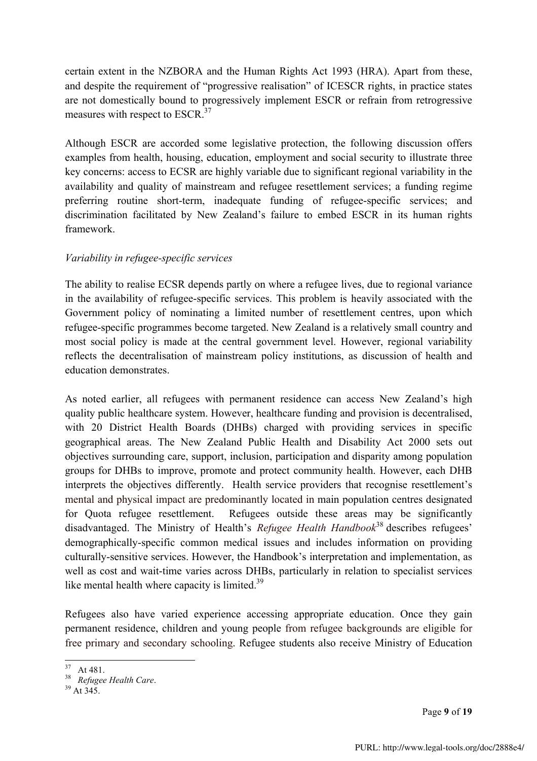certain extent in the NZBORA and the Human Rights Act 1993 (HRA). Apart from these, and despite the requirement of "progressive realisation" of ICESCR rights, in practice states are not domestically bound to progressively implement ESCR or refrain from retrogressive measures with respect to ESCR.[37]

Although ESCR are accorded some legislative protection, the following discussion offers examples from health, housing, education, employment and social security to illustrate three key concerns: access to ECSR are highly variable due to significant regional variability in the availability and quality of mainstream and refugee resettlement services; a funding regime preferring routine short-term, inadequate funding of refugee-specific services; and discrimination facilitated by New Zealand's failure to embed ESCR in its human rights framework.

*Variability in refugee-specific services*

The ability to realise ECSR depends partly on where a refugee lives, due to regional variance in the availability of refugee-specific services. This problem is heavily associated with the Government policy of nominating a limited number of resettlement centres, upon which refugee-specific programmes become targeted. New Zealand is a relatively small country and most social policy is made at the central government level. However, regional variability reflects the decentralisation of mainstream policy institutions, as discussion of health and education demonstrates.

As noted earlier, all refugees with permanent residence can access New Zealand's high quality public healthcare system. However, healthcare funding and provision is decentralised, with 20 District Health Boards (DHBs) charged with providing services in specific geographical areas. The New Zealand Public Health and Disability Act 2000 sets out objectives surrounding care, support, inclusion, participation and disparity among population groups for DHBs to improve, promote and protect community health. However, each DHB interprets the objectives differently. Health service providers that recognise resettlement's mental and physical impact are predominantly located in main population centres designated for Quota refugee resettlement. Refugees outside these areas may be significantly disadvantaged. The Ministry of Health's *Refugee Health Handbook*[38] describes refugees' demographically-specific common medical issues and includes information on providing culturally-sensitive services. However, the Handbook's interpretation and implementation, as well as cost and wait-time varies across DHBs, particularly in relation to specialist services like mental health where capacity is limited.[39]

Refugees also have varied experience accessing appropriate education. Once they gain permanent residence, children and young people from refugee backgrounds are eligible for free primary and secondary schooling. Refugee students also receive Ministry of Education

---

[37] At 481.

[38] *Refugee Health Care*.

[39] At 345.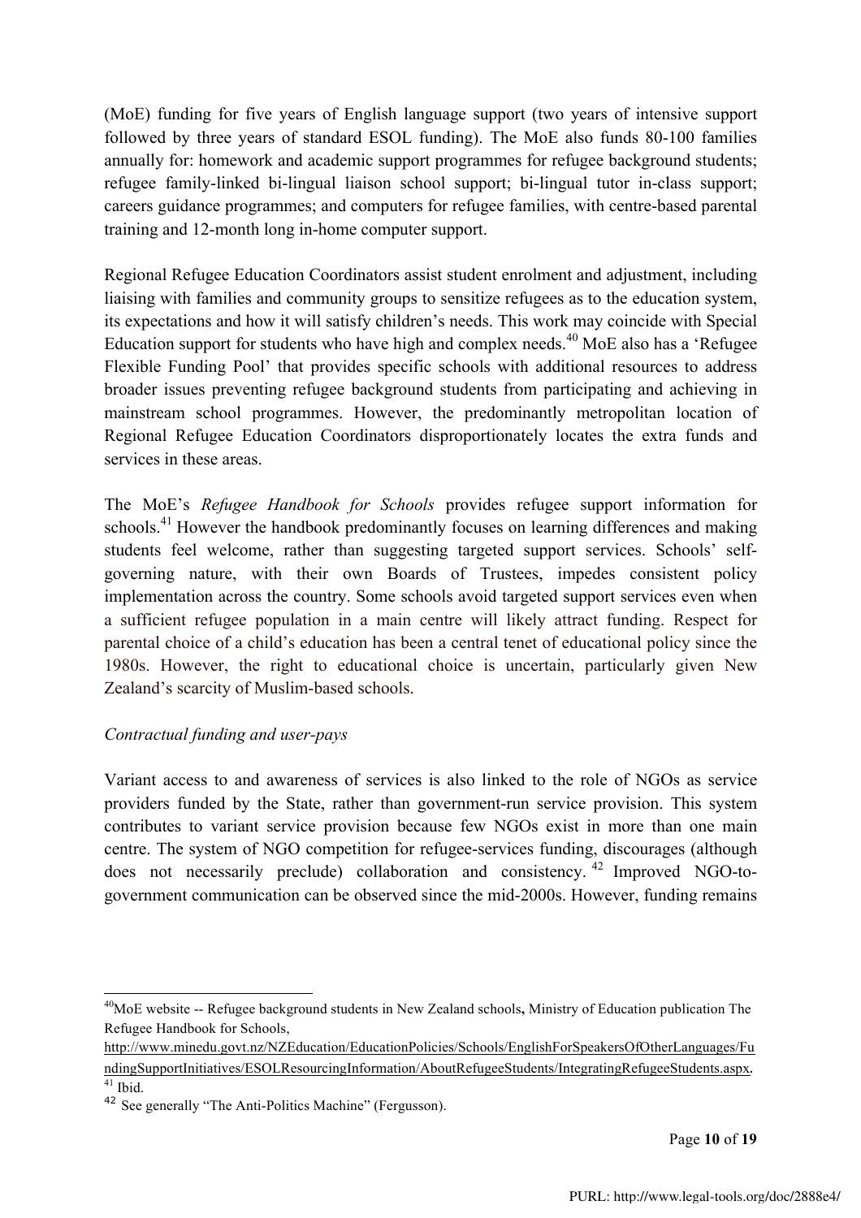(MoE) funding for five years of English language support (two years of intensive support followed by three years of standard ESOL funding). The MoE also funds 80-100 families annually for: homework and academic support programmes for refugee background students; refugee family-linked bi-lingual liaison school support; bi-lingual tutor in-class support; careers guidance programmes; and computers for refugee families, with centre-based parental training and 12-month long in-home computer support.

Regional Refugee Education Coordinators assist student enrolment and adjustment, including liaising with families and community groups to sensitize refugees as to the education system, its expectations and how it will satisfy children's needs. This work may coincide with Special Education support for students who have high and complex needs.[40] MoE also has a 'Refugee Flexible Funding Pool' that provides specific schools with additional resources to address broader issues preventing refugee background students from participating and achieving in mainstream school programmes. However, the predominantly metropolitan location of Regional Refugee Education Coordinators disproportionately locates the extra funds and services in these areas.

The MoE's *Refugee Handbook for Schools* provides refugee support information for schools.[41] However the handbook predominantly focuses on learning differences and making students feel welcome, rather than suggesting targeted support services. Schools' self-governing nature, with their own Boards of Trustees, impedes consistent policy implementation across the country. Some schools avoid targeted support services even when a sufficient refugee population in a main centre will likely attract funding. Respect for parental choice of a child's education has been a central tenet of educational policy since the 1980s. However, the right to educational choice is uncertain, particularly given New Zealand's scarcity of Muslim-based schools.

*Contractual funding and user-pays*

Variant access to and awareness of services is also linked to the role of NGOs as service providers funded by the State, rather than government-run service provision. This system contributes to variant service provision because few NGOs exist in more than one main centre. The system of NGO competition for refugee-services funding, discourages (although does not necessarily preclude) collaboration and consistency.[42] Improved NGO-to-government communication can be observed since the mid-2000s. However, funding remains

---

[40] MoE website -- Refugee background students in New Zealand schools**,** Ministry of Education publication The Refugee Handbook for Schools, http://www.minedu.govt.nz/NZEducation/EducationPolicies/Schools/EnglishForSpeakersOfOtherLanguages/FundingSupportInitiatives/ESOLResourcingInformation/AboutRefugeeStudents/IntegratingRefugeeStudents.aspx.

[41] Ibid.

[42] See generally "The Anti-Politics Machine" (Fergusson).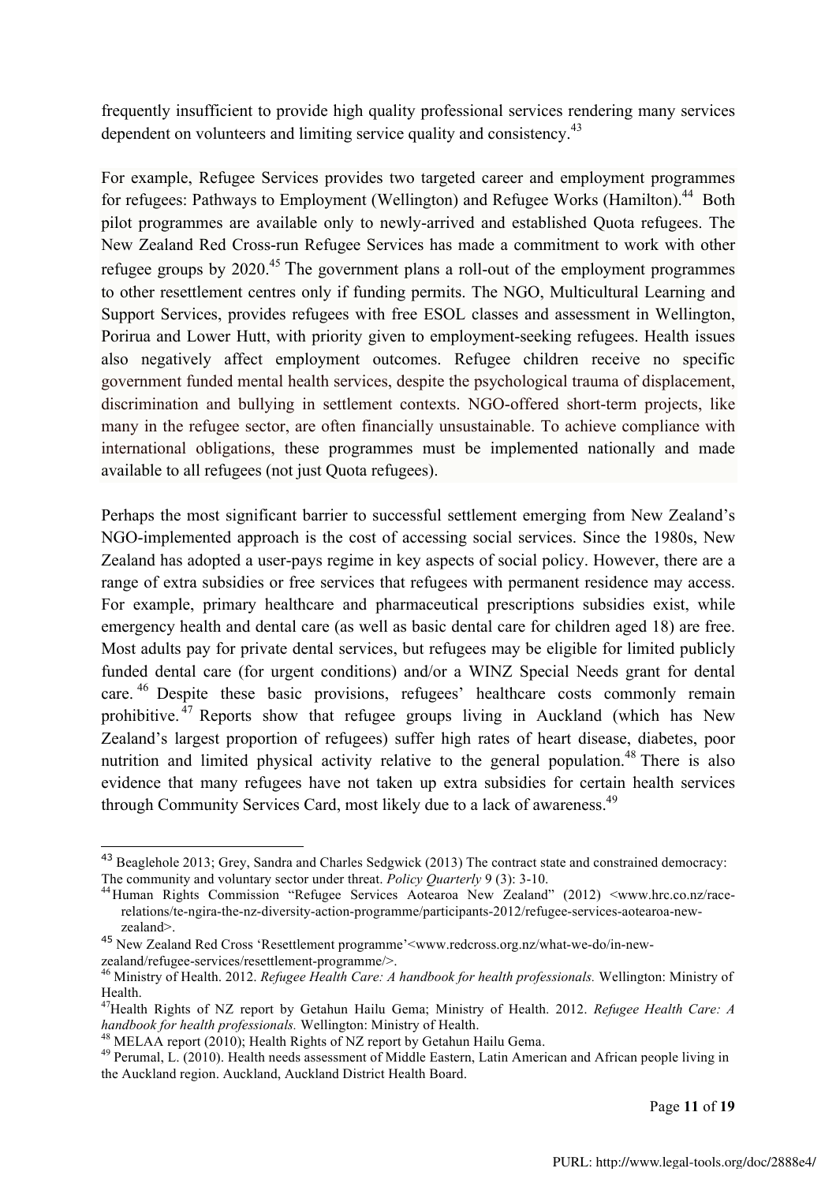frequently insufficient to provide high quality professional services rendering many services dependent on volunteers and limiting service quality and consistency.[43]

For example, Refugee Services provides two targeted career and employment programmes for refugees: Pathways to Employment (Wellington) and Refugee Works (Hamilton).[44] Both pilot programmes are available only to newly-arrived and established Quota refugees. The New Zealand Red Cross-run Refugee Services has made a commitment to work with other refugee groups by 2020.[45] The government plans a roll-out of the employment programmes to other resettlement centres only if funding permits. The NGO, Multicultural Learning and Support Services, provides refugees with free ESOL classes and assessment in Wellington, Porirua and Lower Hutt, with priority given to employment-seeking refugees. Health issues also negatively affect employment outcomes. Refugee children receive no specific government funded mental health services, despite the psychological trauma of displacement, discrimination and bullying in settlement contexts. NGO-offered short-term projects, like many in the refugee sector, are often financially unsustainable. To achieve compliance with international obligations, these programmes must be implemented nationally and made available to all refugees (not just Quota refugees).

Perhaps the most significant barrier to successful settlement emerging from New Zealand's NGO-implemented approach is the cost of accessing social services. Since the 1980s, New Zealand has adopted a user-pays regime in key aspects of social policy. However, there are a range of extra subsidies or free services that refugees with permanent residence may access. For example, primary healthcare and pharmaceutical prescriptions subsidies exist, while emergency health and dental care (as well as basic dental care for children aged 18) are free. Most adults pay for private dental services, but refugees may be eligible for limited publicly funded dental care (for urgent conditions) and/or a WINZ Special Needs grant for dental care.[46] Despite these basic provisions, refugees' healthcare costs commonly remain prohibitive.[47] Reports show that refugee groups living in Auckland (which has New Zealand's largest proportion of refugees) suffer high rates of heart disease, diabetes, poor nutrition and limited physical activity relative to the general population.[48] There is also evidence that many refugees have not taken up extra subsidies for certain health services through Community Services Card, most likely due to a lack of awareness.[49]

---

[43] Beaglehole 2013; Grey, Sandra and Charles Sedgwick (2013) The contract state and constrained democracy: The community and voluntary sector under threat. *Policy Quarterly* 9 (3): 3-10.

[44] Human Rights Commission "Refugee Services Aotearoa New Zealand" (2012) <www.hrc.co.nz/race-relations/te-ngira-the-nz-diversity-action-programme/participants-2012/refugee-services-aotearoa-new-zealand>.

[45] New Zealand Red Cross 'Resettlement programme'<www.redcross.org.nz/what-we-do/in-new-zealand/refugee-services/resettlement-programme/>.

[46] Ministry of Health. 2012. *Refugee Health Care: A handbook for health professionals.* Wellington: Ministry of Health.

[47] Health Rights of NZ report by Getahun Hailu Gema; Ministry of Health. 2012. *Refugee Health Care: A handbook for health professionals.* Wellington: Ministry of Health.

[48] MELAA report (2010); Health Rights of NZ report by Getahun Hailu Gema.

[49] Perumal, L. (2010). Health needs assessment of Middle Eastern, Latin American and African people living in the Auckland region. Auckland, Auckland District Health Board.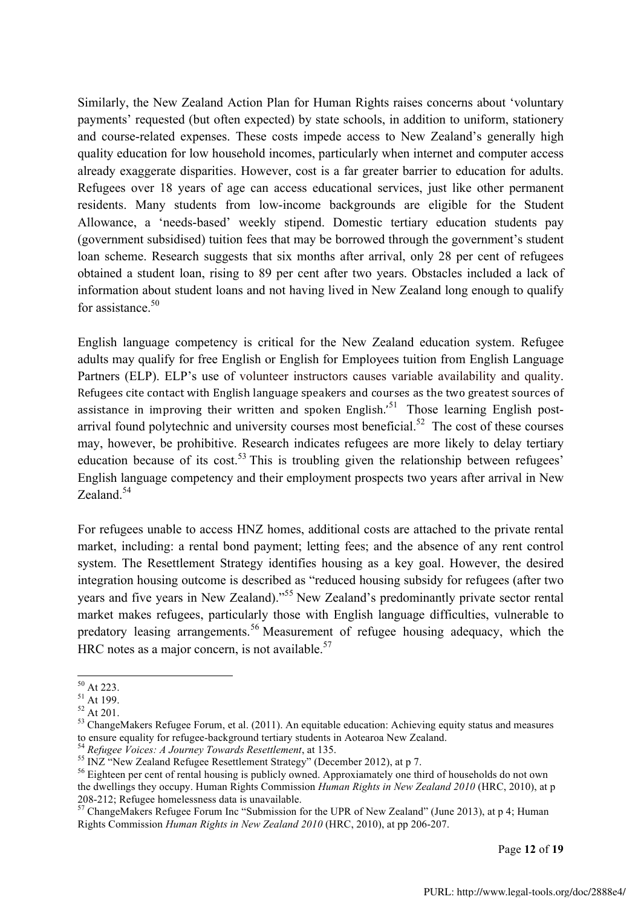Similarly, the New Zealand Action Plan for Human Rights raises concerns about 'voluntary payments' requested (but often expected) by state schools, in addition to uniform, stationery and course-related expenses. These costs impede access to New Zealand's generally high quality education for low household incomes, particularly when internet and computer access already exaggerate disparities. However, cost is a far greater barrier to education for adults. Refugees over 18 years of age can access educational services, just like other permanent residents. Many students from low-income backgrounds are eligible for the Student Allowance, a 'needs-based' weekly stipend. Domestic tertiary education students pay (government subsidised) tuition fees that may be borrowed through the government's student loan scheme. Research suggests that six months after arrival, only 28 per cent of refugees obtained a student loan, rising to 89 per cent after two years. Obstacles included a lack of information about student loans and not having lived in New Zealand long enough to qualify for assistance.[50]

English language competency is critical for the New Zealand education system. Refugee adults may qualify for free English or English for Employees tuition from English Language Partners (ELP). ELP's use of volunteer instructors causes variable availability and quality. Refugees cite contact with English language speakers and courses as the two greatest sources of assistance in improving their written and spoken English.'[51] Those learning English post-arrival found polytechnic and university courses most beneficial.[52] The cost of these courses may, however, be prohibitive. Research indicates refugees are more likely to delay tertiary education because of its cost.[53] This is troubling given the relationship between refugees' English language competency and their employment prospects two years after arrival in New Zealand.[54]

For refugees unable to access HNZ homes, additional costs are attached to the private rental market, including: a rental bond payment; letting fees; and the absence of any rent control system. The Resettlement Strategy identifies housing as a key goal. However, the desired integration housing outcome is described as "reduced housing subsidy for refugees (after two years and five years in New Zealand)."[55] New Zealand's predominantly private sector rental market makes refugees, particularly those with English language difficulties, vulnerable to predatory leasing arrangements.[56] Measurement of refugee housing adequacy, which the HRC notes as a major concern, is not available.[57]

---

[50] At 223.

[51] At 199.

[52] At 201.

[53] ChangeMakers Refugee Forum, et al. (2011). An equitable education: Achieving equity status and measures to ensure equality for refugee-background tertiary students in Aotearoa New Zealand.

[54] *Refugee Voices: A Journey Towards Resettlement*, at 135.

[55] INZ "New Zealand Refugee Resettlement Strategy" (December 2012), at p 7.

[56] Eighteen per cent of rental housing is publicly owned. Approxiamately one third of households do not own the dwellings they occupy. Human Rights Commission *Human Rights in New Zealand 2010* (HRC, 2010), at p 208-212; Refugee homelessness data is unavailable.

[57] ChangeMakers Refugee Forum Inc "Submission for the UPR of New Zealand" (June 2013), at p 4; Human Rights Commission *Human Rights in New Zealand 2010* (HRC, 2010), at pp 206-207.

PURL: http://www.legal-tools.org/doc/2888e4/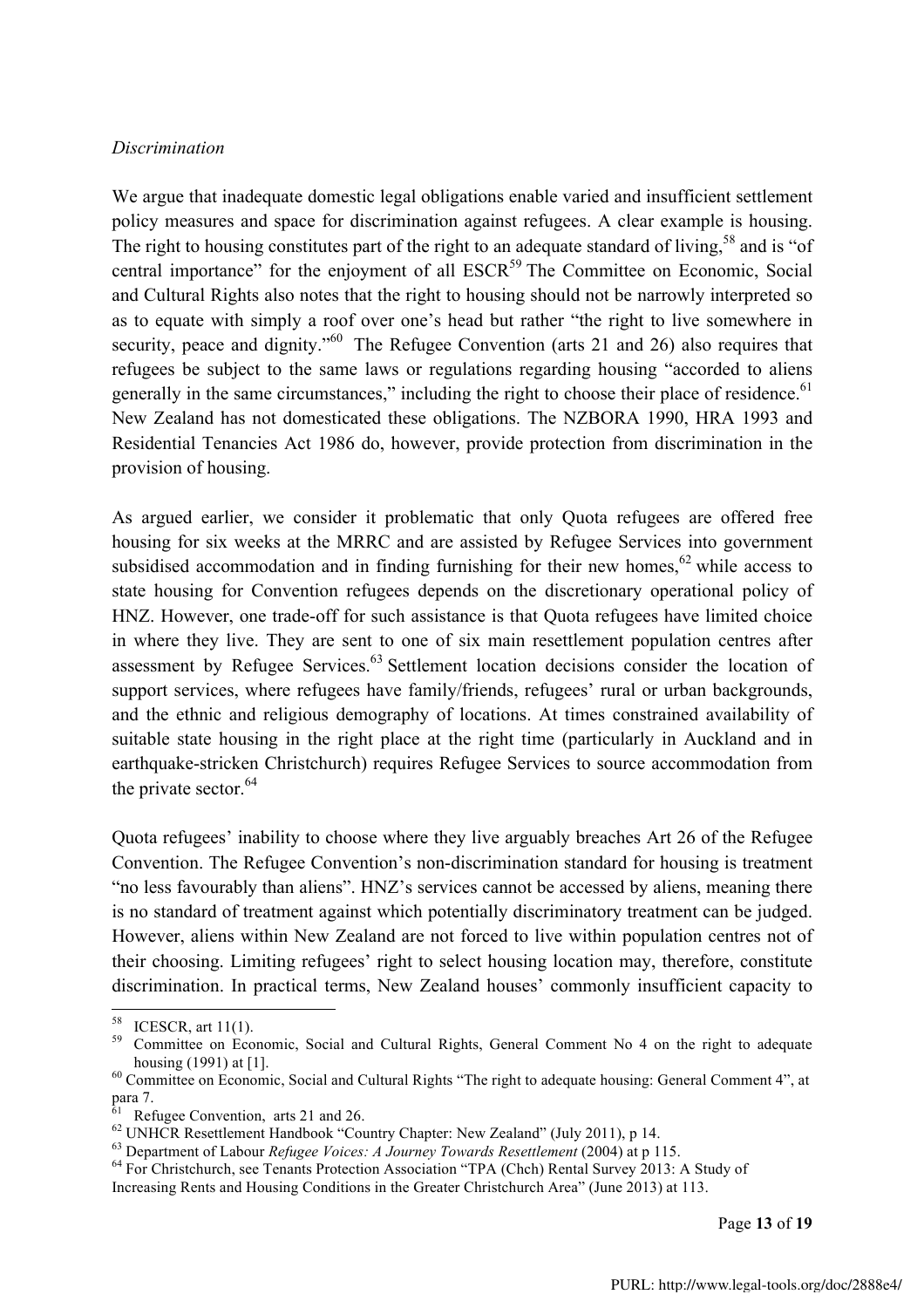*Discrimination*

We argue that inadequate domestic legal obligations enable varied and insufficient settlement policy measures and space for discrimination against refugees. A clear example is housing. The right to housing constitutes part of the right to an adequate standard of living,[58] and is "of central importance" for the enjoyment of all ESCR[59] The Committee on Economic, Social and Cultural Rights also notes that the right to housing should not be narrowly interpreted so as to equate with simply a roof over one's head but rather "the right to live somewhere in security, peace and dignity."[60] The Refugee Convention (arts 21 and 26) also requires that refugees be subject to the same laws or regulations regarding housing "accorded to aliens generally in the same circumstances," including the right to choose their place of residence.[61] New Zealand has not domesticated these obligations. The NZBORA 1990, HRA 1993 and Residential Tenancies Act 1986 do, however, provide protection from discrimination in the provision of housing.

As argued earlier, we consider it problematic that only Quota refugees are offered free housing for six weeks at the MRRC and are assisted by Refugee Services into government subsidised accommodation and in finding furnishing for their new homes,[62] while access to state housing for Convention refugees depends on the discretionary operational policy of HNZ. However, one trade-off for such assistance is that Quota refugees have limited choice in where they live. They are sent to one of six main resettlement population centres after assessment by Refugee Services.[63] Settlement location decisions consider the location of support services, where refugees have family/friends, refugees' rural or urban backgrounds, and the ethnic and religious demography of locations. At times constrained availability of suitable state housing in the right place at the right time (particularly in Auckland and in earthquake-stricken Christchurch) requires Refugee Services to source accommodation from the private sector.[64]

Quota refugees' inability to choose where they live arguably breaches Art 26 of the Refugee Convention. The Refugee Convention's non-discrimination standard for housing is treatment "no less favourably than aliens". HNZ's services cannot be accessed by aliens, meaning there is no standard of treatment against which potentially discriminatory treatment can be judged. However, aliens within New Zealand are not forced to live within population centres not of their choosing. Limiting refugees' right to select housing location may, therefore, constitute discrimination. In practical terms, New Zealand houses' commonly insufficient capacity to

---

[58] ICESCR, art 11(1).

[59] Committee on Economic, Social and Cultural Rights, General Comment No 4 on the right to adequate housing (1991) at [1].

[60] Committee on Economic, Social and Cultural Rights "The right to adequate housing: General Comment 4", at para 7.

[61] Refugee Convention, arts 21 and 26.

[62] UNHCR Resettlement Handbook "Country Chapter: New Zealand" (July 2011), p 14.

[63] Department of Labour *Refugee Voices: A Journey Towards Resettlement* (2004) at p 115.

[64] For Christchurch, see Tenants Protection Association "TPA (Chch) Rental Survey 2013: A Study of Increasing Rents and Housing Conditions in the Greater Christchurch Area" (June 2013) at 113.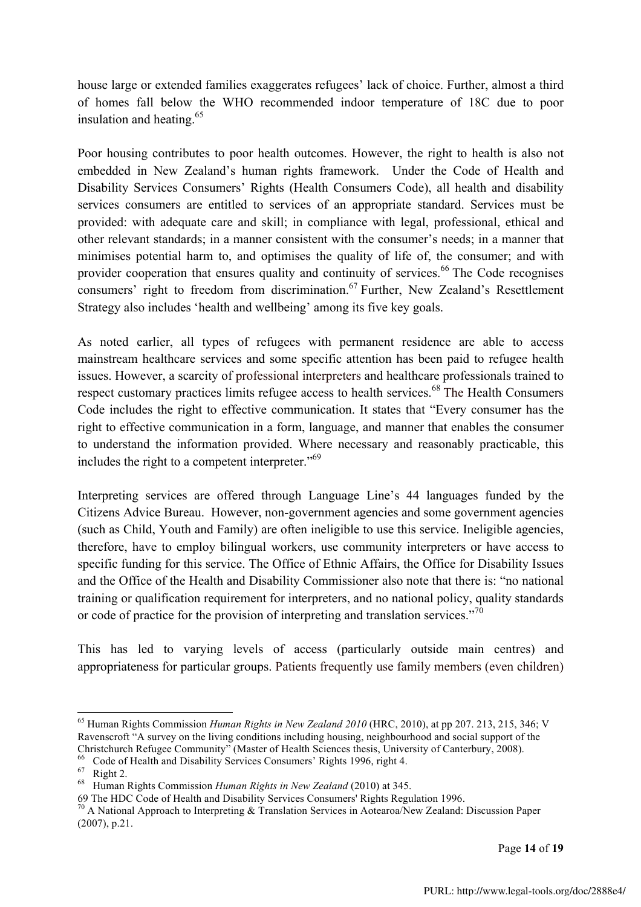house large or extended families exaggerates refugees' lack of choice. Further, almost a third of homes fall below the WHO recommended indoor temperature of 18C due to poor insulation and heating.[65]

Poor housing contributes to poor health outcomes. However, the right to health is also not embedded in New Zealand's human rights framework. Under the Code of Health and Disability Services Consumers' Rights (Health Consumers Code), all health and disability services consumers are entitled to services of an appropriate standard. Services must be provided: with adequate care and skill; in compliance with legal, professional, ethical and other relevant standards; in a manner consistent with the consumer's needs; in a manner that minimises potential harm to, and optimises the quality of life of, the consumer; and with provider cooperation that ensures quality and continuity of services.[66] The Code recognises consumers' right to freedom from discrimination.[67] Further, New Zealand's Resettlement Strategy also includes 'health and wellbeing' among its five key goals.

As noted earlier, all types of refugees with permanent residence are able to access mainstream healthcare services and some specific attention has been paid to refugee health issues. However, a scarcity of professional interpreters and healthcare professionals trained to respect customary practices limits refugee access to health services.[68] The Health Consumers Code includes the right to effective communication. It states that "Every consumer has the right to effective communication in a form, language, and manner that enables the consumer to understand the information provided. Where necessary and reasonably practicable, this includes the right to a competent interpreter."[69]

Interpreting services are offered through Language Line's 44 languages funded by the Citizens Advice Bureau. However, non-government agencies and some government agencies (such as Child, Youth and Family) are often ineligible to use this service. Ineligible agencies, therefore, have to employ bilingual workers, use community interpreters or have access to specific funding for this service. The Office of Ethnic Affairs, the Office for Disability Issues and the Office of the Health and Disability Commissioner also note that there is: "no national training or qualification requirement for interpreters, and no national policy, quality standards or code of practice for the provision of interpreting and translation services."[70]

This has led to varying levels of access (particularly outside main centres) and appropriateness for particular groups. Patients frequently use family members (even children)

---

[65] Human Rights Commission *Human Rights in New Zealand 2010* (HRC, 2010), at pp 207. 213, 215, 346; V Ravenscroft "A survey on the living conditions including housing, neighbourhood and social support of the Christchurch Refugee Community" (Master of Health Sciences thesis, University of Canterbury, 2008).

[66] Code of Health and Disability Services Consumers' Rights 1996, right 4.

[67] Right 2.

[68] Human Rights Commission *Human Rights in New Zealand* (2010) at 345.

[69] The HDC Code of Health and Disability Services Consumers' Rights Regulation 1996.

[70] A National Approach to Interpreting & Translation Services in Aotearoa/New Zealand: Discussion Paper (2007), p.21.

PURL: http://www.legal-tools.org/doc/2888e4/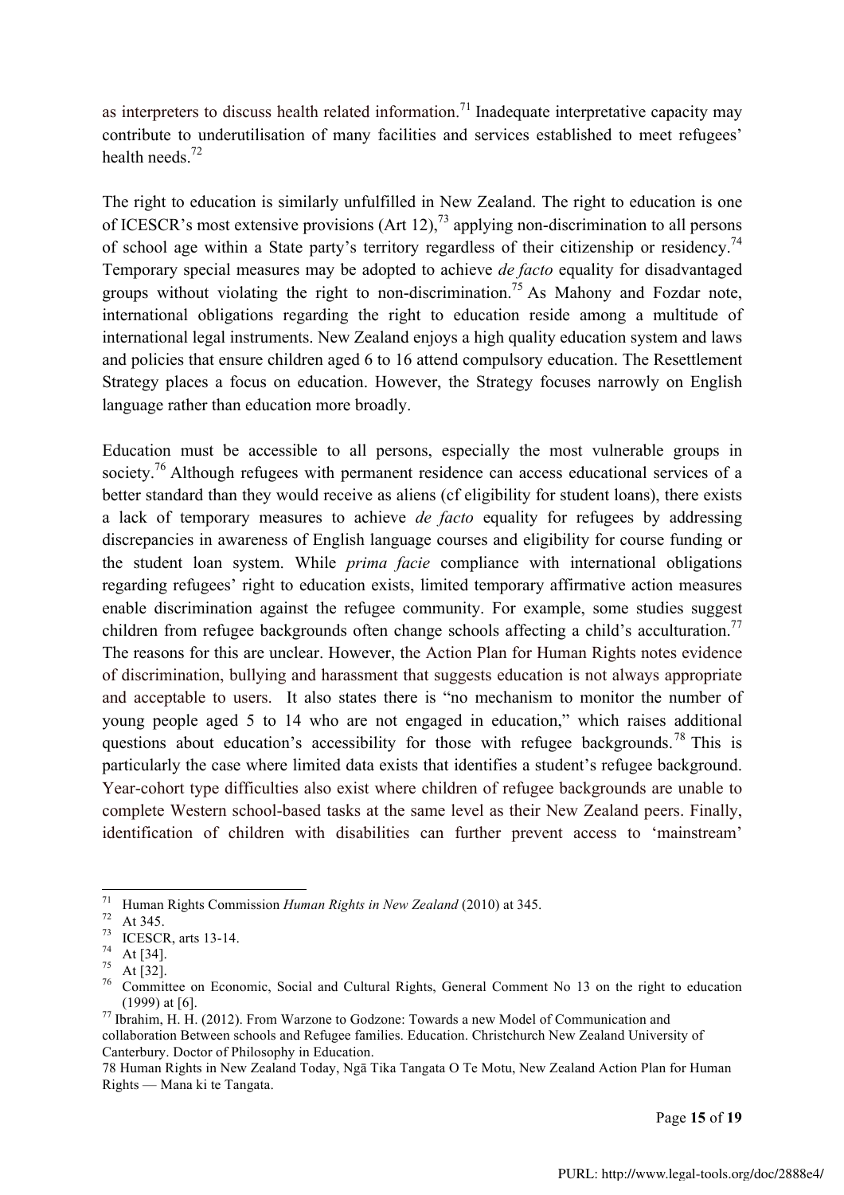as interpreters to discuss health related information.[71] Inadequate interpretative capacity may contribute to underutilisation of many facilities and services established to meet refugees' health needs.[72]

The right to education is similarly unfulfilled in New Zealand. The right to education is one of ICESCR's most extensive provisions (Art 12),[73] applying non-discrimination to all persons of school age within a State party's territory regardless of their citizenship or residency.[74] Temporary special measures may be adopted to achieve *de facto* equality for disadvantaged groups without violating the right to non-discrimination.[75] As Mahony and Fozdar note, international obligations regarding the right to education reside among a multitude of international legal instruments. New Zealand enjoys a high quality education system and laws and policies that ensure children aged 6 to 16 attend compulsory education. The Resettlement Strategy places a focus on education. However, the Strategy focuses narrowly on English language rather than education more broadly.

Education must be accessible to all persons, especially the most vulnerable groups in society.[76] Although refugees with permanent residence can access educational services of a better standard than they would receive as aliens (cf eligibility for student loans), there exists a lack of temporary measures to achieve *de facto* equality for refugees by addressing discrepancies in awareness of English language courses and eligibility for course funding or the student loan system. While *prima facie* compliance with international obligations regarding refugees' right to education exists, limited temporary affirmative action measures enable discrimination against the refugee community. For example, some studies suggest children from refugee backgrounds often change schools affecting a child's acculturation.[77] The reasons for this are unclear. However, the Action Plan for Human Rights notes evidence of discrimination, bullying and harassment that suggests education is not always appropriate and acceptable to users. It also states there is "no mechanism to monitor the number of young people aged 5 to 14 who are not engaged in education," which raises additional questions about education's accessibility for those with refugee backgrounds.[78] This is particularly the case where limited data exists that identifies a student's refugee background. Year-cohort type difficulties also exist where children of refugee backgrounds are unable to complete Western school-based tasks at the same level as their New Zealand peers. Finally, identification of children with disabilities can further prevent access to 'mainstream'

---

[71] Human Rights Commission *Human Rights in New Zealand* (2010) at 345.

[72] At 345.

[73] ICESCR, arts 13-14.

[74] At [34].

[75] At [32].

[76] Committee on Economic, Social and Cultural Rights, General Comment No 13 on the right to education (1999) at [6].

[77] Ibrahim, H. H. (2012). From Warzone to Godzone: Towards a new Model of Communication and collaboration Between schools and Refugee families. Education. Christchurch New Zealand University of Canterbury. Doctor of Philosophy in Education.

78 Human Rights in New Zealand Today, Ngā Tika Tangata O Te Motu, New Zealand Action Plan for Human Rights — Mana ki te Tangata.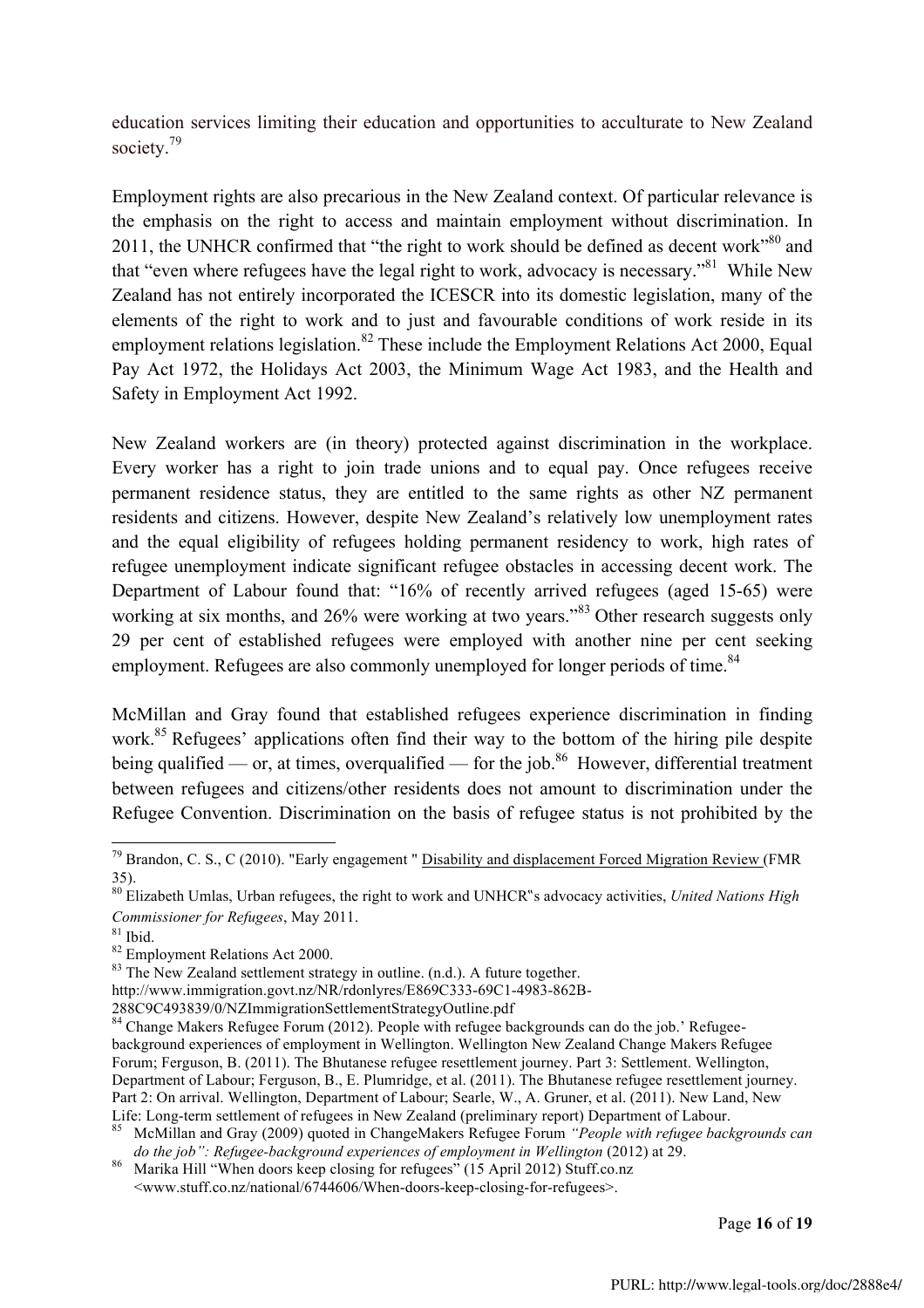education services limiting their education and opportunities to acculturate to New Zealand society.[79]

Employment rights are also precarious in the New Zealand context. Of particular relevance is the emphasis on the right to access and maintain employment without discrimination. In 2011, the UNHCR confirmed that "the right to work should be defined as decent work"[80] and that "even where refugees have the legal right to work, advocacy is necessary."[81] While New Zealand has not entirely incorporated the ICESCR into its domestic legislation, many of the elements of the right to work and to just and favourable conditions of work reside in its employment relations legislation.[82] These include the Employment Relations Act 2000, Equal Pay Act 1972, the Holidays Act 2003, the Minimum Wage Act 1983, and the Health and Safety in Employment Act 1992.

New Zealand workers are (in theory) protected against discrimination in the workplace. Every worker has a right to join trade unions and to equal pay. Once refugees receive permanent residence status, they are entitled to the same rights as other NZ permanent residents and citizens. However, despite New Zealand's relatively low unemployment rates and the equal eligibility of refugees holding permanent residency to work, high rates of refugee unemployment indicate significant refugee obstacles in accessing decent work. The Department of Labour found that: "16% of recently arrived refugees (aged 15-65) were working at six months, and 26% were working at two years."[83] Other research suggests only 29 per cent of established refugees were employed with another nine per cent seeking employment. Refugees are also commonly unemployed for longer periods of time.[84]

McMillan and Gray found that established refugees experience discrimination in finding work.[85] Refugees' applications often find their way to the bottom of the hiring pile despite being qualified — or, at times, overqualified — for the job.[86] However, differential treatment between refugees and citizens/other residents does not amount to discrimination under the Refugee Convention. Discrimination on the basis of refugee status is not prohibited by the

---

[79] Brandon, C. S., C (2010). "Early engagement " Disability and displacement Forced Migration Review (FMR 35).

[80] Elizabeth Umlas, Urban refugees, the right to work and UNHCR"s advocacy activities, *United Nations High Commissioner for Refugees*, May 2011.

[81] Ibid.

[82] Employment Relations Act 2000.

[83] The New Zealand settlement strategy in outline. (n.d.). A future together. http://www.immigration.govt.nz/NR/rdonlyres/E869C333-69C1-4983-862B-288C9C493839/0/NZImmigrationSettlementStrategyOutline.pdf

[84] Change Makers Refugee Forum (2012). People with refugee backgrounds can do the job.' Refugee-background experiences of employment in Wellington. Wellington New Zealand Change Makers Refugee Forum; Ferguson, B. (2011). The Bhutanese refugee resettlement journey. Part 3: Settlement. Wellington, Department of Labour; Ferguson, B., E. Plumridge, et al. (2011). The Bhutanese refugee resettlement journey. Part 2: On arrival. Wellington, Department of Labour; Searle, W., A. Gruner, et al. (2011). New Land, New Life: Long-term settlement of refugees in New Zealand (preliminary report) Department of Labour.

[85] McMillan and Gray (2009) quoted in ChangeMakers Refugee Forum *"People with refugee backgrounds can do the job": Refugee-background experiences of employment in Wellington* (2012) at 29.

[86] Marika Hill "When doors keep closing for refugees" (15 April 2012) Stuff.co.nz <www.stuff.co.nz/national/6744606/When-doors-keep-closing-for-refugees>.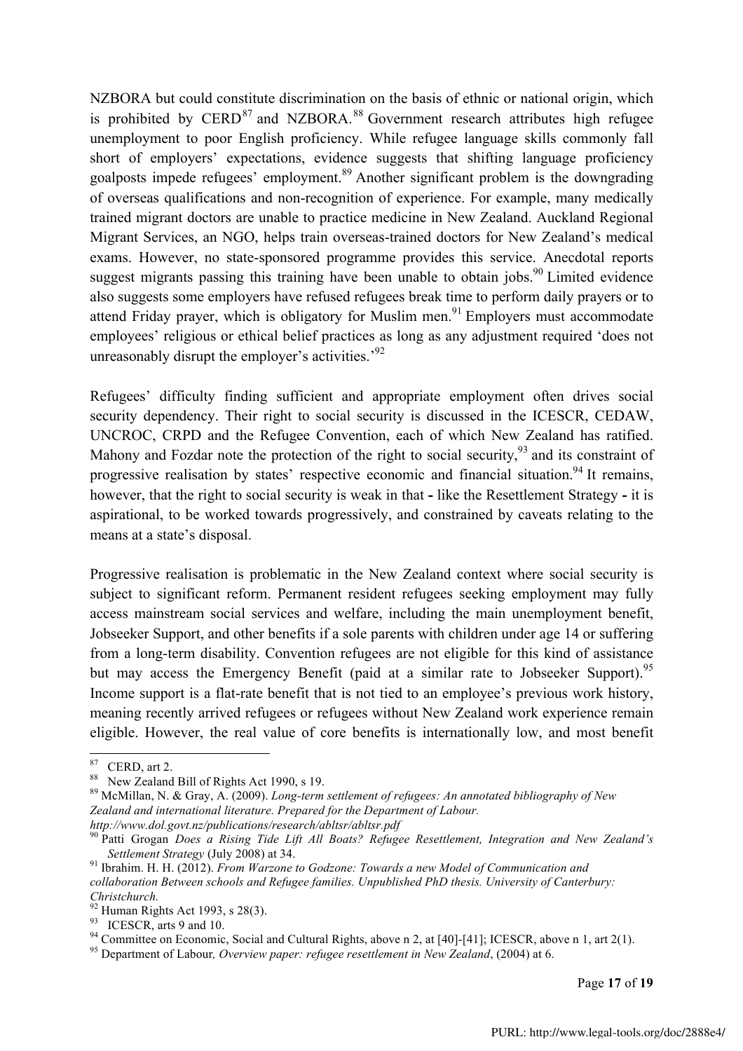NZBORA but could constitute discrimination on the basis of ethnic or national origin, which is prohibited by CERD[87] and NZBORA.[88] Government research attributes high refugee unemployment to poor English proficiency. While refugee language skills commonly fall short of employers' expectations, evidence suggests that shifting language proficiency goalposts impede refugees' employment.[89] Another significant problem is the downgrading of overseas qualifications and non-recognition of experience. For example, many medically trained migrant doctors are unable to practice medicine in New Zealand. Auckland Regional Migrant Services, an NGO, helps train overseas-trained doctors for New Zealand's medical exams. However, no state-sponsored programme provides this service. Anecdotal reports suggest migrants passing this training have been unable to obtain jobs.[90] Limited evidence also suggests some employers have refused refugees break time to perform daily prayers or to attend Friday prayer, which is obligatory for Muslim men.[91] Employers must accommodate employees' religious or ethical belief practices as long as any adjustment required 'does not unreasonably disrupt the employer's activities.'[92]

Refugees' difficulty finding sufficient and appropriate employment often drives social security dependency. Their right to social security is discussed in the ICESCR, CEDAW, UNCROC, CRPD and the Refugee Convention, each of which New Zealand has ratified. Mahony and Fozdar note the protection of the right to social security,[93] and its constraint of progressive realisation by states' respective economic and financial situation.[94] It remains, however, that the right to social security is weak in that **-** like the Resettlement Strategy **-** it is aspirational, to be worked towards progressively, and constrained by caveats relating to the means at a state's disposal.

Progressive realisation is problematic in the New Zealand context where social security is subject to significant reform. Permanent resident refugees seeking employment may fully access mainstream social services and welfare, including the main unemployment benefit, Jobseeker Support, and other benefits if a sole parents with children under age 14 or suffering from a long-term disability. Convention refugees are not eligible for this kind of assistance but may access the Emergency Benefit (paid at a similar rate to Jobseeker Support).[95] Income support is a flat-rate benefit that is not tied to an employee's previous work history, meaning recently arrived refugees or refugees without New Zealand work experience remain eligible. However, the real value of core benefits is internationally low, and most benefit

---

[87] CERD, art 2.

[88] New Zealand Bill of Rights Act 1990, s 19.

[89] McMillan, N. & Gray, A. (2009). *Long-term settlement of refugees: An annotated bibliography of New Zealand and international literature. Prepared for the Department of Labour. http://www.dol.govt.nz/publications/research/abltsr/abltsr.pdf*

[90] Patti Grogan *Does a Rising Tide Lift All Boats? Refugee Resettlement, Integration and New Zealand's Settlement Strategy* (July 2008) at 34.

[91] Ibrahim. H. H. (2012). *From Warzone to Godzone: Towards a new Model of Communication and collaboration Between schools and Refugee families. Unpublished PhD thesis. University of Canterbury: Christchurch.*

[92] Human Rights Act 1993, s 28(3).

[93] ICESCR, arts 9 and 10.

[94] Committee on Economic, Social and Cultural Rights, above n 2, at [40]-[41]; ICESCR, above n 1, art 2(1).

[95] Department of Labour*, Overview paper: refugee resettlement in New Zealand*, (2004) at 6.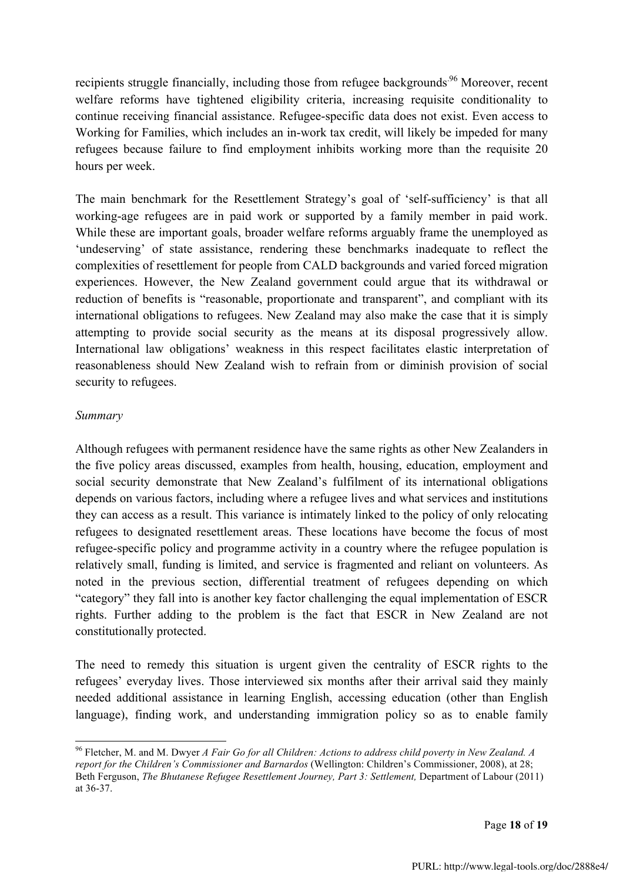recipients struggle financially, including those from refugee backgrounds.[96] Moreover, recent welfare reforms have tightened eligibility criteria, increasing requisite conditionality to continue receiving financial assistance. Refugee-specific data does not exist. Even access to Working for Families, which includes an in-work tax credit, will likely be impeded for many refugees because failure to find employment inhibits working more than the requisite 20 hours per week.

The main benchmark for the Resettlement Strategy's goal of 'self-sufficiency' is that all working-age refugees are in paid work or supported by a family member in paid work. While these are important goals, broader welfare reforms arguably frame the unemployed as 'undeserving' of state assistance, rendering these benchmarks inadequate to reflect the complexities of resettlement for people from CALD backgrounds and varied forced migration experiences. However, the New Zealand government could argue that its withdrawal or reduction of benefits is "reasonable, proportionate and transparent", and compliant with its international obligations to refugees. New Zealand may also make the case that it is simply attempting to provide social security as the means at its disposal progressively allow. International law obligations' weakness in this respect facilitates elastic interpretation of reasonableness should New Zealand wish to refrain from or diminish provision of social security to refugees.

*Summary*

Although refugees with permanent residence have the same rights as other New Zealanders in the five policy areas discussed, examples from health, housing, education, employment and social security demonstrate that New Zealand's fulfilment of its international obligations depends on various factors, including where a refugee lives and what services and institutions they can access as a result. This variance is intimately linked to the policy of only relocating refugees to designated resettlement areas. These locations have become the focus of most refugee-specific policy and programme activity in a country where the refugee population is relatively small, funding is limited, and service is fragmented and reliant on volunteers. As noted in the previous section, differential treatment of refugees depending on which "category" they fall into is another key factor challenging the equal implementation of ESCR rights. Further adding to the problem is the fact that ESCR in New Zealand are not constitutionally protected.

The need to remedy this situation is urgent given the centrality of ESCR rights to the refugees' everyday lives. Those interviewed six months after their arrival said they mainly needed additional assistance in learning English, accessing education (other than English language), finding work, and understanding immigration policy so as to enable family

---

[96] Fletcher, M. and M. Dwyer *A Fair Go for all Children: Actions to address child poverty in New Zealand. A report for the Children's Commissioner and Barnardos* (Wellington: Children's Commissioner, 2008), at 28; Beth Ferguson, *The Bhutanese Refugee Resettlement Journey, Part 3: Settlement,* Department of Labour (2011) at 36-37.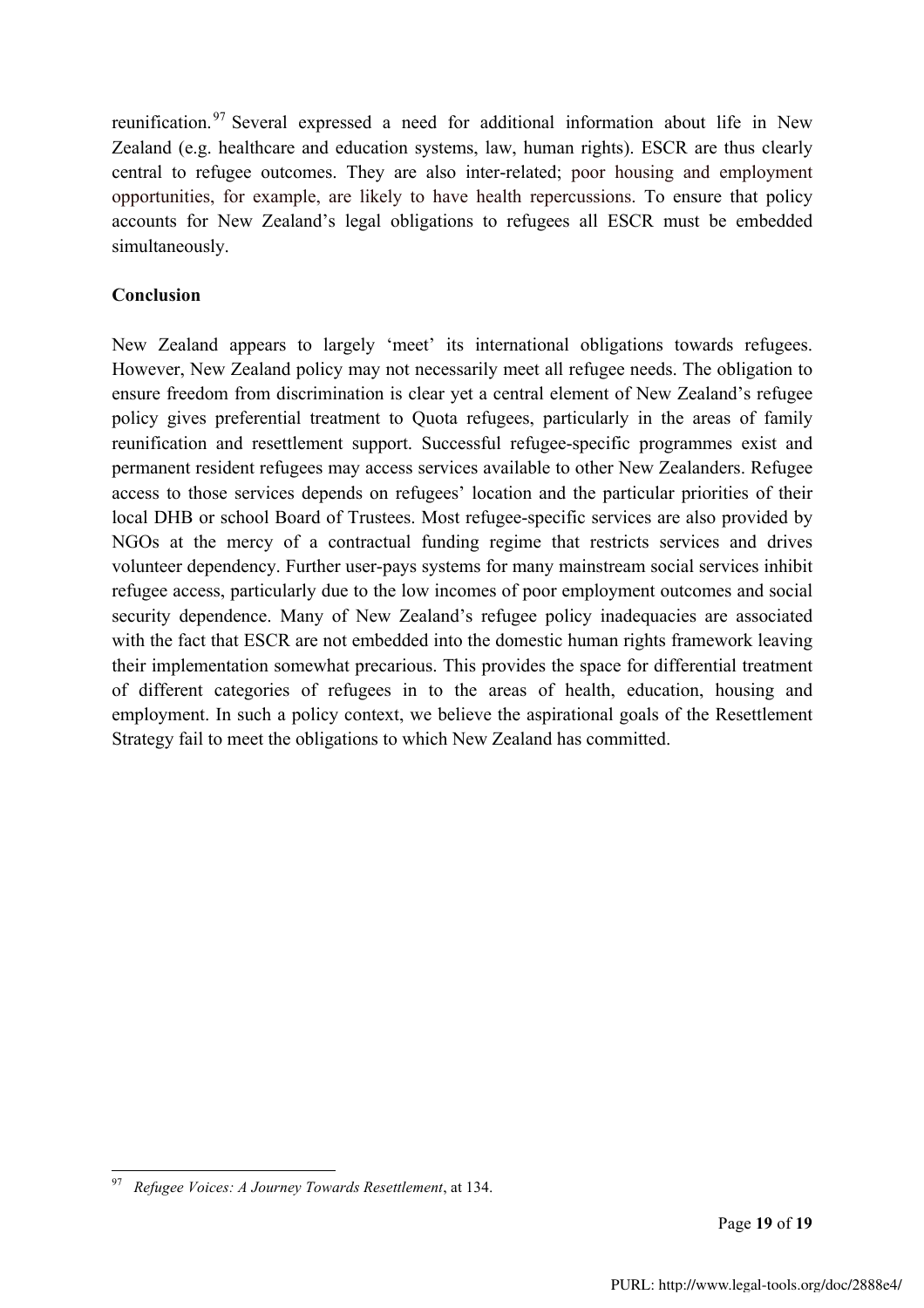reunification.[97] Several expressed a need for additional information about life in New Zealand (e.g. healthcare and education systems, law, human rights). ESCR are thus clearly central to refugee outcomes. They are also inter-related; poor housing and employment opportunities, for example, are likely to have health repercussions. To ensure that policy accounts for New Zealand's legal obligations to refugees all ESCR must be embedded simultaneously.

**Conclusion**

New Zealand appears to largely 'meet' its international obligations towards refugees. However, New Zealand policy may not necessarily meet all refugee needs. The obligation to ensure freedom from discrimination is clear yet a central element of New Zealand's refugee policy gives preferential treatment to Quota refugees, particularly in the areas of family reunification and resettlement support. Successful refugee-specific programmes exist and permanent resident refugees may access services available to other New Zealanders. Refugee access to those services depends on refugees' location and the particular priorities of their local DHB or school Board of Trustees. Most refugee-specific services are also provided by NGOs at the mercy of a contractual funding regime that restricts services and drives volunteer dependency. Further user-pays systems for many mainstream social services inhibit refugee access, particularly due to the low incomes of poor employment outcomes and social security dependence. Many of New Zealand's refugee policy inadequacies are associated with the fact that ESCR are not embedded into the domestic human rights framework leaving their implementation somewhat precarious. This provides the space for differential treatment of different categories of refugees in to the areas of health, education, housing and employment. In such a policy context, we believe the aspirational goals of the Resettlement Strategy fail to meet the obligations to which New Zealand has committed.

---

[97] *Refugee Voices: A Journey Towards Resettlement*, at 134.

PURL: http://www.legal-tools.org/doc/2888e4/